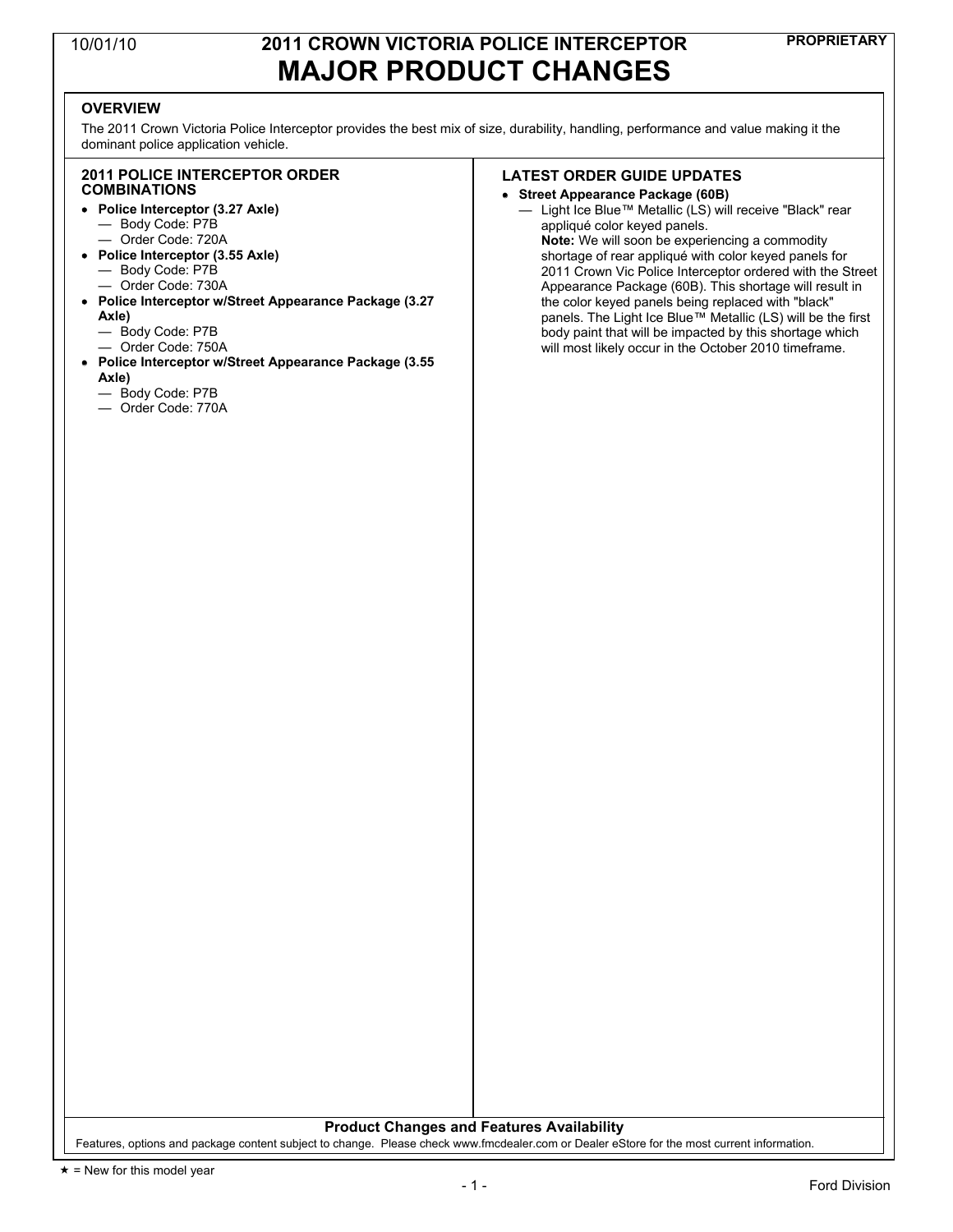10/01/10

# 2011 CROWN VICTORIA POLICE INTERCEPTOR
# MAJOR PRODUCT CHANGES

PROPRIETARY

## OVERVIEW

The 2011 Crown Victoria Police Interceptor provides the best mix of size, durability, handling, performance and value making it the dominant police application vehicle.

## 2011 POLICE INTERCEPTOR ORDER COMBINATIONS

- **Police Interceptor (3.27 Axle)**
  - Body Code: P7B
  - Order Code: 720A
- **Police Interceptor (3.55 Axle)**
  - Body Code: P7B
  - Order Code: 730A
- **Police Interceptor w/Street Appearance Package (3.27 Axle)**
  - Body Code: P7B
  - Order Code: 750A
- **Police Interceptor w/Street Appearance Package (3.55 Axle)**
  - Body Code: P7B
  - Order Code: 770A

## LATEST ORDER GUIDE UPDATES

- **Street Appearance Package (60B)**
  - Light Ice Blue™ Metallic (LS) will receive "Black" rear appliqué color keyed panels.
    **Note:** We will soon be experiencing a commodity shortage of rear appliqué with color keyed panels for 2011 Crown Vic Police Interceptor ordered with the Street Appearance Package (60B). This shortage will result in the color keyed panels being replaced with "black" panels. The Light Ice Blue™ Metallic (LS) will be the first body paint that will be impacted by this shortage which will most likely occur in the October 2010 timeframe.

**Product Changes and Features Availability**

Features, options and package content subject to change. Please check www.fmcdealer.com or Dealer eStore for the most current information.

★ = New for this model year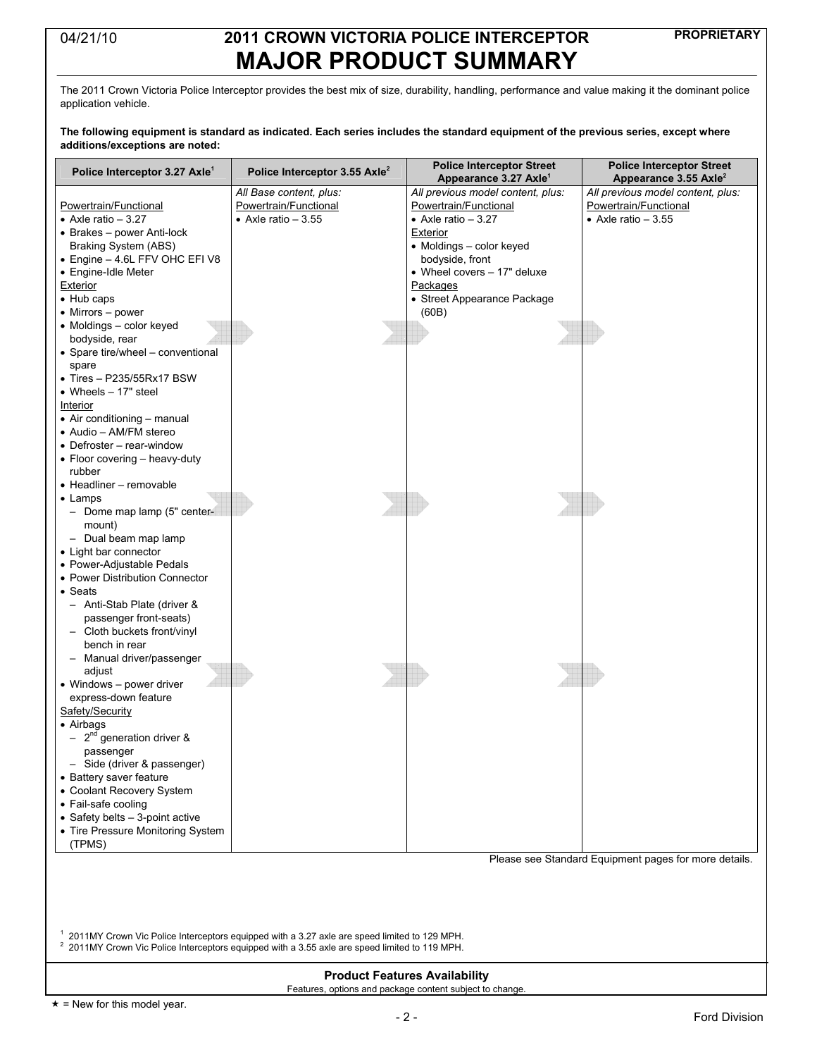# 2011 CROWN VICTORIA POLICE INTERCEPTOR
# MAJOR PRODUCT SUMMARY

The 2011 Crown Victoria Police Interceptor provides the best mix of size, durability, handling, performance and value making it the dominant police application vehicle.

**The following equipment is standard as indicated. Each series includes the standard equipment of the previous series, except where additions/exceptions are noted:**

| Police Interceptor 3.27 Axle[1] | Police Interceptor 3.55 Axle[2] | Police Interceptor Street Appearance 3.27 Axle[1] | Police Interceptor Street Appearance 3.55 Axle[2] |
|---|---|---|---|
| Powertrain/Functional<br>• Axle ratio – 3.27<br>• Brakes – power Anti-lock Braking System (ABS)<br>• Engine – 4.6L FFV OHC EFI V8<br>• Engine-Idle Meter<br>Exterior<br>• Hub caps<br>• Mirrors – power<br>• Moldings – color keyed bodyside, rear<br>• Spare tire/wheel – conventional spare<br>• Tires – P235/55Rx17 BSW<br>• Wheels – 17" steel<br>Interior<br>• Air conditioning – manual<br>• Audio – AM/FM stereo<br>• Defroster – rear-window<br>• Floor covering – heavy-duty rubber<br>• Headliner – removable<br>• Lamps<br>– Dome map lamp (5" center-mount)<br>– Dual beam map lamp<br>• Light bar connector<br>• Power-Adjustable Pedals<br>• Power Distribution Connector<br>• Seats<br>– Anti-Stab Plate (driver & passenger front-seats)<br>– Cloth buckets front/vinyl bench in rear<br>– Manual driver/passenger adjust<br>• Windows – power driver express-down feature<br>Safety/Security<br>• Airbags<br>– 2nd generation driver & passenger<br>– Side (driver & passenger)<br>• Battery saver feature<br>• Coolant Recovery System<br>• Fail-safe cooling<br>• Safety belts – 3-point active<br>• Tire Pressure Monitoring System (TPMS) | *All Base content, plus:*<br>Powertrain/Functional<br>• Axle ratio – 3.55 | *All previous model content, plus:*<br>Powertrain/Functional<br>• Axle ratio – 3.27<br>Exterior<br>• Moldings – color keyed bodyside, front<br>• Wheel covers – 17" deluxe<br>Packages<br>• Street Appearance Package (60B) | *All previous model content, plus:*<br>Powertrain/Functional<br>• Axle ratio – 3.55 |

Please see Standard Equipment pages for more details.

[1] 2011MY Crown Vic Police Interceptors equipped with a 3.27 axle are speed limited to 129 MPH.
[2] 2011MY Crown Vic Police Interceptors equipped with a 3.55 axle are speed limited to 119 MPH.

**Product Features Availability**
Features, options and package content subject to change.

★ = New for this model year.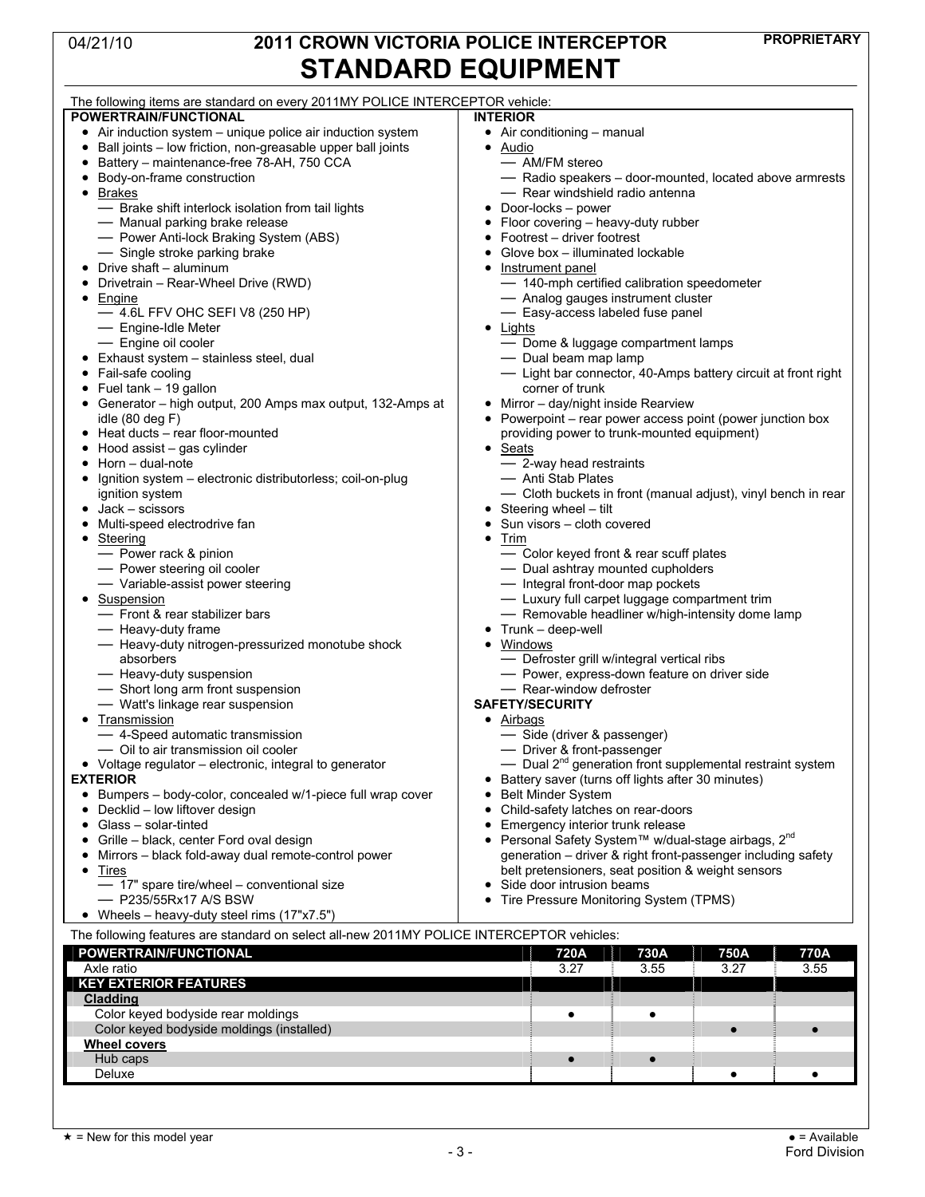04/21/10

PROPRIETARY

# 2011 CROWN VICTORIA POLICE INTERCEPTOR
# STANDARD EQUIPMENT

The following items are standard on every 2011MY POLICE INTERCEPTOR vehicle:

**POWERTRAIN/FUNCTIONAL**

- Air induction system – unique police air induction system
- Ball joints – low friction, non-greasable upper ball joints
- Battery – maintenance-free 78-AH, 750 CCA
- Body-on-frame construction
- Brakes
  - Brake shift interlock isolation from tail lights
  - Manual parking brake release
  - Power Anti-lock Braking System (ABS)
  - Single stroke parking brake
- Drive shaft – aluminum
- Drivetrain – Rear-Wheel Drive (RWD)
- Engine
  - 4.6L FFV OHC SEFI V8 (250 HP)
  - Engine-Idle Meter
  - Engine oil cooler
- Exhaust system – stainless steel, dual
- Fail-safe cooling
- Fuel tank – 19 gallon
- Generator – high output, 200 Amps max output, 132-Amps at idle (80 deg F)
- Heat ducts – rear floor-mounted
- Hood assist – gas cylinder
- Horn – dual-note
- Ignition system – electronic distributorless; coil-on-plug ignition system
- Jack – scissors
- Multi-speed electrodrive fan
- Steering
  - Power rack & pinion
  - Power steering oil cooler
  - Variable-assist power steering
- Suspension
  - Front & rear stabilizer bars
  - Heavy-duty frame
  - Heavy-duty nitrogen-pressurized monotube shock absorbers
  - Heavy-duty suspension
  - Short long arm front suspension
  - Watt's linkage rear suspension
- Transmission
  - 4-Speed automatic transmission
  - Oil to air transmission oil cooler
- Voltage regulator – electronic, integral to generator

**EXTERIOR**

- Bumpers – body-color, concealed w/1-piece full wrap cover
- Decklid – low liftover design
- Glass – solar-tinted
- Grille – black, center Ford oval design
- Mirrors – black fold-away dual remote-control power
- Tires
  - 17" spare tire/wheel – conventional size
  - P235/55Rx17 A/S BSW
- Wheels – heavy-duty steel rims (17"x7.5")

**INTERIOR**

- Air conditioning – manual
- Audio
  - AM/FM stereo
  - Radio speakers – door-mounted, located above armrests
  - Rear windshield radio antenna
- Door-locks – power
- Floor covering – heavy-duty rubber
- Footrest – driver footrest
- Glove box – illuminated lockable
- Instrument panel
  - 140-mph certified calibration speedometer
  - Analog gauges instrument cluster
  - Easy-access labeled fuse panel
- Lights
  - Dome & luggage compartment lamps
  - Dual beam map lamp
  - Light bar connector, 40-Amps battery circuit at front right corner of trunk
- Mirror – day/night inside Rearview
- Powerpoint – rear power access point (power junction box providing power to trunk-mounted equipment)
- Seats
  - 2-way head restraints
  - Anti Stab Plates
  - Cloth buckets in front (manual adjust), vinyl bench in rear
- Steering wheel – tilt
- Sun visors – cloth covered
- Trim
  - Color keyed front & rear scuff plates
  - Dual ashtray mounted cupholders
  - Integral front-door map pockets
  - Luxury full carpet luggage compartment trim
  - Removable headliner w/high-intensity dome lamp
- Trunk – deep-well
- Windows
  - Defroster grill w/integral vertical ribs
  - Power, express-down feature on driver side
  - Rear-window defroster

**SAFETY/SECURITY**

- Airbags
  - Side (driver & passenger)
  - Driver & front-passenger
  - Dual 2nd generation front supplemental restraint system
- Battery saver (turns off lights after 30 minutes)
- Belt Minder System
- Child-safety latches on rear-doors
- Emergency interior trunk release
- Personal Safety System™ w/dual-stage airbags, 2nd generation – driver & right front-passenger including safety belt pretensioners, seat position & weight sensors
- Side door intrusion beams
- Tire Pressure Monitoring System (TPMS)

The following features are standard on select all-new 2011MY POLICE INTERCEPTOR vehicles:

| POWERTRAIN/FUNCTIONAL | 720A | 730A | 750A | 770A |
|---|---|---|---|---|
| Axle ratio | 3.27 | 3.55 | 3.27 | 3.55 |
| **KEY EXTERIOR FEATURES** | | | | |
| **Cladding** | | | | |
| Color keyed bodyside rear moldings | ● | ● | | |
| Color keyed bodyside moldings (installed) | | | ● | ● |
| **Wheel covers** | | | | |
| Hub caps | ● | ● | | |
| Deluxe | | | ● | ● |

★ = New for this model year

● = Available

Ford Division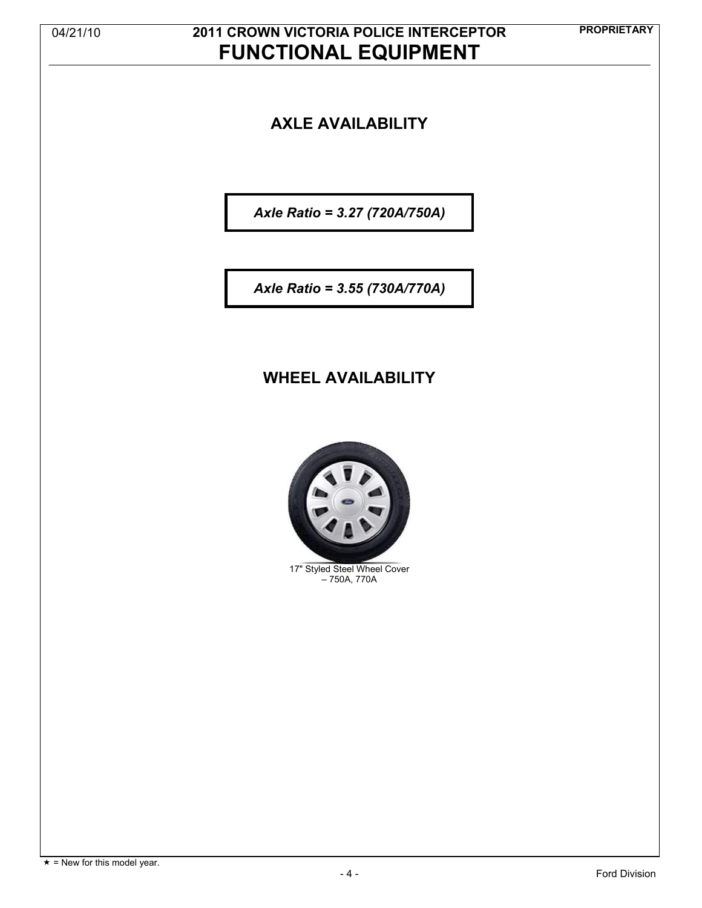## AXLE AVAILABILITY

***Axle Ratio = 3.27 (720A/750A)***

***Axle Ratio = 3.55 (730A/770A)***

## WHEEL AVAILABILITY

17" Styled Steel Wheel Cover – 750A, 770A

★ = New for this model year.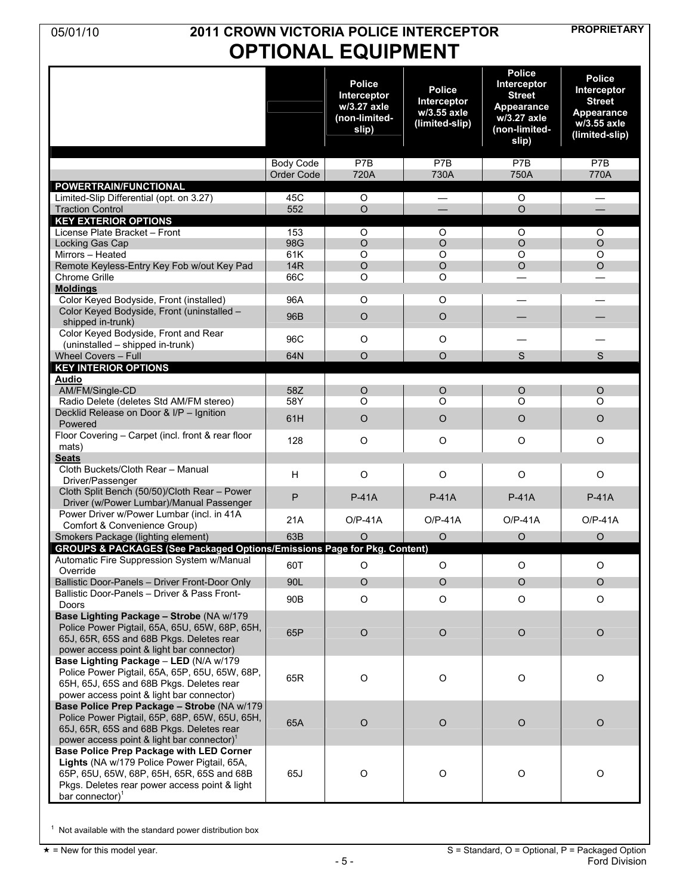# 2011 CROWN VICTORIA POLICE INTERCEPTOR OPTIONAL EQUIPMENT

05/01/10 PROPRIETARY

| | | Police Interceptor w/3.27 axle (non-limited-slip) | Police Interceptor w/3.55 axle (limited-slip) | Police Interceptor Street Appearance w/3.27 axle (non-limited-slip) | Police Interceptor Street Appearance w/3.55 axle (limited-slip) |
|---|---|---|---|---|---|
| | Body Code | P7B | P7B | P7B | P7B |
| | Order Code | 720A | 730A | 750A | 770A |
| **POWERTRAIN/FUNCTIONAL** | | | | | |
| Limited-Slip Differential (opt. on 3.27) | 45C | O | — | O | — |
| Traction Control | 552 | O | — | O | — |
| **KEY EXTERIOR OPTIONS** | | | | | |
| License Plate Bracket – Front | 153 | O | O | O | O |
| Locking Gas Cap | 98G | O | O | O | O |
| Mirrors – Heated | 61K | O | O | O | O |
| Remote Keyless-Entry Key Fob w/out Key Pad | 14R | O | O | O | O |
| Chrome Grille | 66C | O | O | — | — |
| **Moldings** | | | | | |
| Color Keyed Bodyside, Front (installed) | 96A | O | O | — | — |
| Color Keyed Bodyside, Front (uninstalled – shipped in-trunk) | 96B | O | O | — | — |
| Color Keyed Bodyside, Front and Rear (uninstalled – shipped in-trunk) | 96C | O | O | — | — |
| Wheel Covers – Full | 64N | O | O | S | S |
| **KEY INTERIOR OPTIONS** | | | | | |
| **Audio** | | | | | |
| AM/FM/Single-CD | 58Z | O | O | O | O |
| Radio Delete (deletes Std AM/FM stereo) | 58Y | O | O | O | O |
| Decklid Release on Door & I/P – Ignition Powered | 61H | O | O | O | O |
| Floor Covering – Carpet (incl. front & rear floor mats) | 128 | O | O | O | O |
| **Seats** | | | | | |
| Cloth Buckets/Cloth Rear – Manual Driver/Passenger | H | O | O | O | O |
| Cloth Split Bench (50/50)/Cloth Rear – Power Driver (w/Power Lumbar)/Manual Passenger | P | P-41A | P-41A | P-41A | P-41A |
| Power Driver w/Power Lumbar (incl. in 41A Comfort & Convenience Group) | 21A | O/P-41A | O/P-41A | O/P-41A | O/P-41A |
| Smokers Package (lighting element) | 63B | O | O | O | O |
| **GROUPS & PACKAGES (See Packaged Options/Emissions Page for Pkg. Content)** | | | | | |
| Automatic Fire Suppression System w/Manual Override | 60T | O | O | O | O |
| Ballistic Door-Panels – Driver Front-Door Only | 90L | O | O | O | O |
| Ballistic Door-Panels – Driver & Pass Front-Doors | 90B | O | O | O | O |
| **Base Lighting Package – Strobe** (NA w/179 Police Power Pigtail, 65A, 65U, 65W, 68P, 65H, 65J, 65R, 65S and 68B Pkgs. Deletes rear power access point & light bar connector) | 65P | O | O | O | O |
| **Base Lighting Package** – **LED** (N/A w/179 Police Power Pigtail, 65A, 65P, 65U, 65W, 68P, 65H, 65J, 65S and 68B Pkgs. Deletes rear power access point & light bar connector) | 65R | O | O | O | O |
| **Base Police Prep Package – Strobe** (NA w/179 Police Power Pigtail, 65P, 68P, 65W, 65U, 65H, 65J, 65R, 65S and 68B Pkgs. Deletes rear power access point & light bar connector)[1] | 65A | O | O | O | O |
| **Base Police Prep Package with LED Corner Lights** (NA w/179 Police Power Pigtail, 65A, 65P, 65U, 65W, 68P, 65H, 65R, 65S and 68B Pkgs. Deletes rear power access point & light bar connector)[1] | 65J | O | O | O | O |

[1] Not available with the standard power distribution box

★ = New for this model year.

S = Standard, O = Optional, P = Packaged Option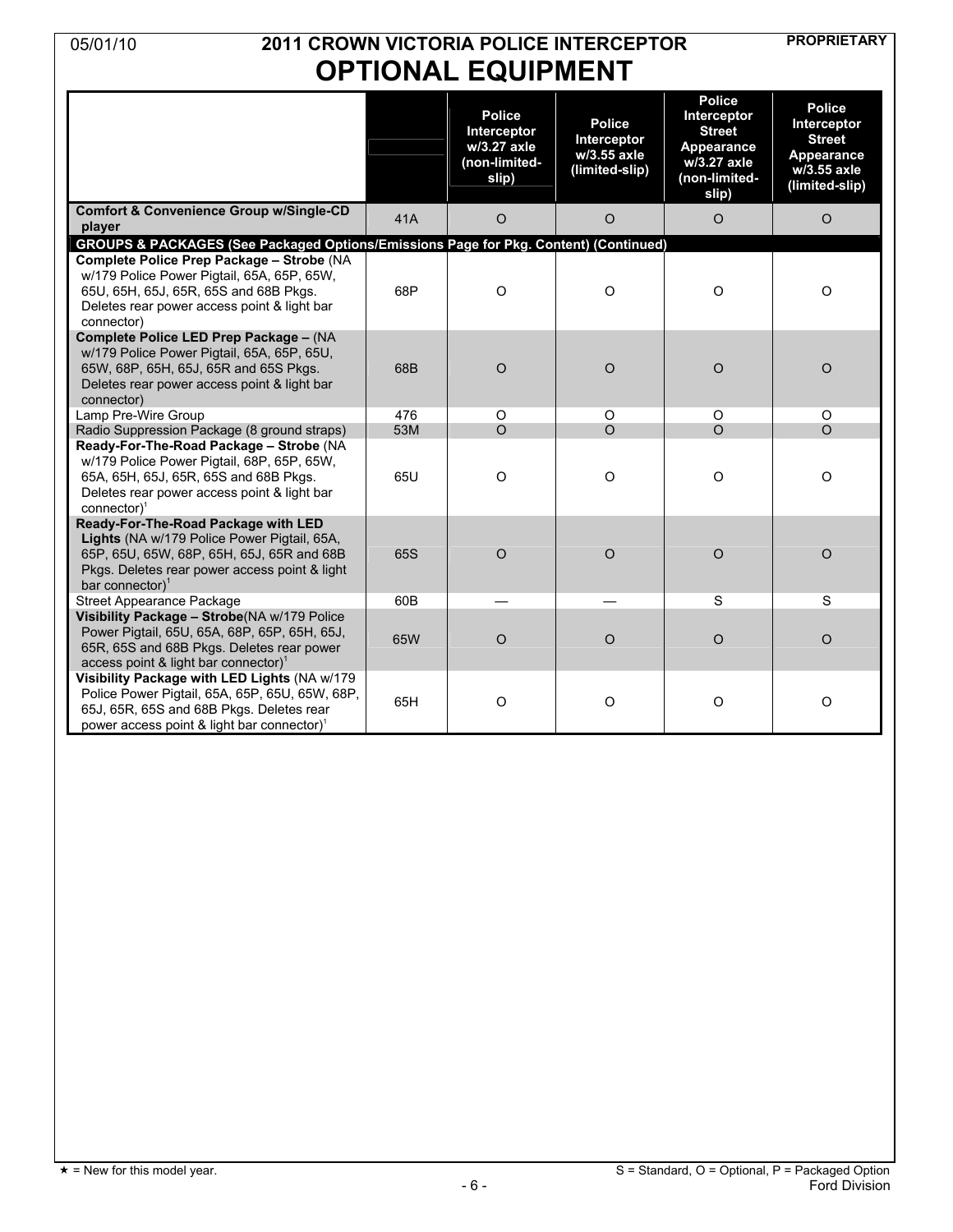# 2011 CROWN VICTORIA POLICE INTERCEPTOR

## OPTIONAL EQUIPMENT

| | | Police Interceptor w/3.27 axle (non-limited-slip) | Police Interceptor w/3.55 axle (limited-slip) | Police Interceptor Street Appearance w/3.27 axle (non-limited-slip) | Police Interceptor Street Appearance w/3.55 axle (limited-slip) |
|---|---|---|---|---|---|
| **Comfort & Convenience Group w/Single-CD player** | 41A | O | O | O | O |
| **GROUPS & PACKAGES (See Packaged Options/Emissions Page for Pkg. Content) (Continued)** | | | | | |
| **Complete Police Prep Package – Strobe** (NA w/179 Police Power Pigtail, 65A, 65P, 65W, 65U, 65H, 65J, 65R, 65S and 68B Pkgs. Deletes rear power access point & light bar connector) | 68P | O | O | O | O |
| **Complete Police LED Prep Package –** (NA w/179 Police Power Pigtail, 65A, 65P, 65U, 65W, 68P, 65H, 65J, 65R and 65S Pkgs. Deletes rear power access point & light bar connector) | 68B | O | O | O | O |
| Lamp Pre-Wire Group | 476 | O | O | O | O |
| Radio Suppression Package (8 ground straps) | 53M | O | O | O | O |
| **Ready-For-The-Road Package – Strobe** (NA w/179 Police Power Pigtail, 68P, 65P, 65W, 65A, 65H, 65J, 65R, 65S and 68B Pkgs. Deletes rear power access point & light bar connector)[1] | 65U | O | O | O | O |
| **Ready-For-The-Road Package with LED Lights** (NA w/179 Police Power Pigtail, 65A, 65P, 65U, 65W, 68P, 65H, 65J, 65R and 68B Pkgs. Deletes rear power access point & light bar connector)[1] | 65S | O | O | O | O |
| Street Appearance Package | 60B | — | — | S | S |
| **Visibility Package – Strobe**(NA w/179 Police Power Pigtail, 65U, 65A, 68P, 65P, 65H, 65J, 65R, 65S and 68B Pkgs. Deletes rear power access point & light bar connector)[1] | 65W | O | O | O | O |
| **Visibility Package with LED Lights** (NA w/179 Police Power Pigtail, 65A, 65P, 65U, 65W, 68P, 65J, 65R, 65S and 68B Pkgs. Deletes rear power access point & light bar connector)[1] | 65H | O | O | O | O |

★ = New for this model year.

S = Standard, O = Optional, P = Packaged Option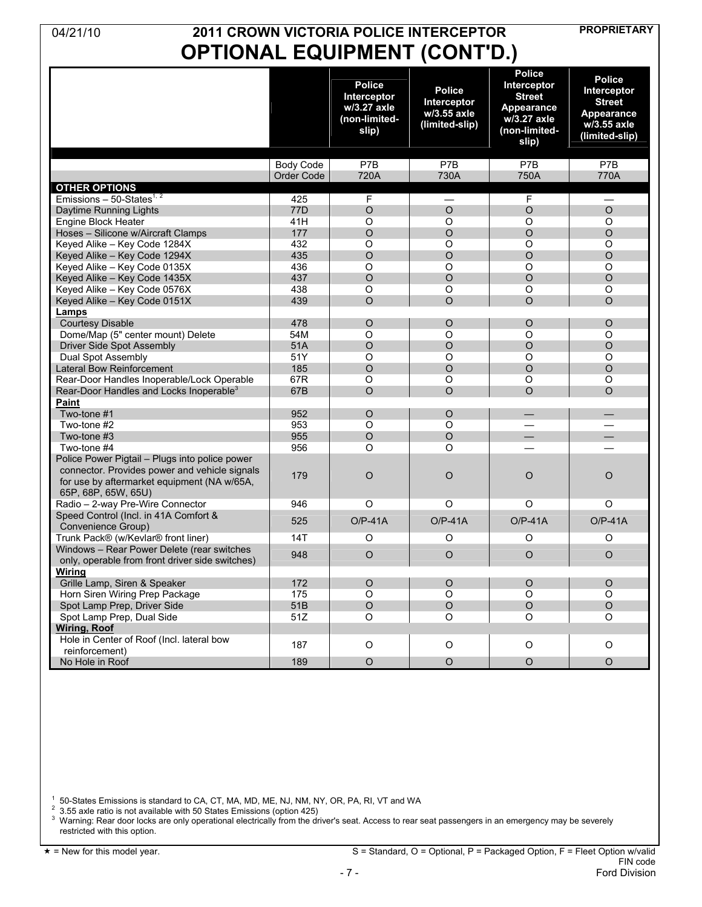# 2011 CROWN VICTORIA POLICE INTERCEPTOR

## OPTIONAL EQUIPMENT (CONT'D.)

| | | Police Interceptor w/3.27 axle (non-limited-slip) | Police Interceptor w/3.55 axle (limited-slip) | Police Interceptor Street Appearance w/3.27 axle (non-limited-slip) | Police Interceptor Street Appearance w/3.55 axle (limited-slip) |
|---|---|---|---|---|---|
| | Body Code | P7B | P7B | P7B | P7B |
| | Order Code | 720A | 730A | 750A | 770A |
| **OTHER OPTIONS** | | | | | |
| Emissions – 50-States[1, 2] | 425 | F | — | F | — |
| Daytime Running Lights | 77D | O | O | O | O |
| Engine Block Heater | 41H | O | O | O | O |
| Hoses – Silicone w/Aircraft Clamps | 177 | O | O | O | O |
| Keyed Alike – Key Code 1284X | 432 | O | O | O | O |
| Keyed Alike – Key Code 1294X | 435 | O | O | O | O |
| Keyed Alike – Key Code 0135X | 436 | O | O | O | O |
| Keyed Alike – Key Code 1435X | 437 | O | O | O | O |
| Keyed Alike – Key Code 0576X | 438 | O | O | O | O |
| Keyed Alike – Key Code 0151X | 439 | O | O | O | O |
| **Lamps** | | | | | |
| Courtesy Disable | 478 | O | O | O | O |
| Dome/Map (5" center mount) Delete | 54M | O | O | O | O |
| Driver Side Spot Assembly | 51A | O | O | O | O |
| Dual Spot Assembly | 51Y | O | O | O | O |
| Lateral Bow Reinforcement | 185 | O | O | O | O |
| Rear-Door Handles Inoperable/Lock Operable | 67R | O | O | O | O |
| Rear-Door Handles and Locks Inoperable[3] | 67B | O | O | O | O |
| **Paint** | | | | | |
| Two-tone #1 | 952 | O | O | — | — |
| Two-tone #2 | 953 | O | O | — | — |
| Two-tone #3 | 955 | O | O | — | — |
| Two-tone #4 | 956 | O | O | — | — |
| Police Power Pigtail – Plugs into police power connector. Provides power and vehicle signals for use by aftermarket equipment (NA w/65A, 65P, 68P, 65W, 65U) | 179 | O | O | O | O |
| Radio – 2-way Pre-Wire Connector | 946 | O | O | O | O |
| Speed Control (Incl. in 41A Comfort & Convenience Group) | 525 | O/P-41A | O/P-41A | O/P-41A | O/P-41A |
| Trunk Pack® (w/Kevlar® front liner) | 14T | O | O | O | O |
| Windows – Rear Power Delete (rear switches only, operable from front driver side switches) | 948 | O | O | O | O |
| **Wiring** | | | | | |
| Grille Lamp, Siren & Speaker | 172 | O | O | O | O |
| Horn Siren Wiring Prep Package | 175 | O | O | O | O |
| Spot Lamp Prep, Driver Side | 51B | O | O | O | O |
| Spot Lamp Prep, Dual Side | 51Z | O | O | O | O |
| **Wiring, Roof** | | | | | |
| Hole in Center of Roof (Incl. lateral bow reinforcement) | 187 | O | O | O | O |
| No Hole in Roof | 189 | O | O | O | O |

[1] 50-States Emissions is standard to CA, CT, MA, MD, ME, NJ, NM, NY, OR, PA, RI, VT and WA
[2] 3.55 axle ratio is not available with 50 States Emissions (option 425)
[3] Warning: Rear door locks are only operational electrically from the driver's seat. Access to rear seat passengers in an emergency may be severely restricted with this option.

★ = New for this model year.

S = Standard, O = Optional, P = Packaged Option, F = Fleet Option w/valid FIN code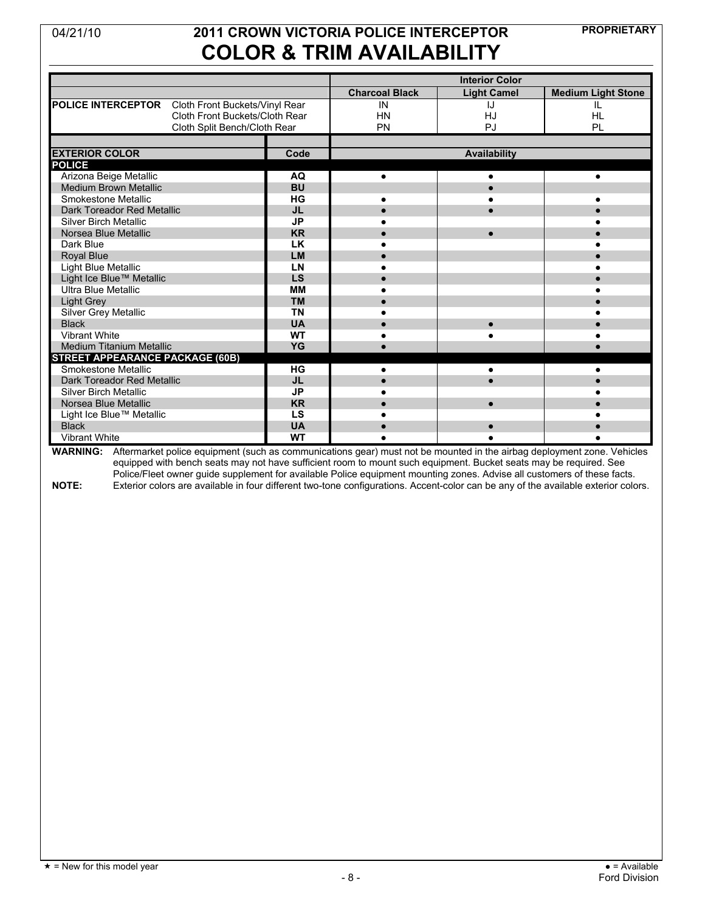# 2011 CROWN VICTORIA POLICE INTERCEPTOR
## COLOR & TRIM AVAILABILITY

04/21/10 — PROPRIETARY

| | | Interior Color | | |
|---|---|---|---|---|
| | | **Charcoal Black** | **Light Camel** | **Medium Light Stone** |
| **POLICE INTERCEPTOR** | Cloth Front Buckets/Vinyl Rear | IN | IJ | IL |
| | Cloth Front Buckets/Cloth Rear | HN | HJ | HL |
| | Cloth Split Bench/Cloth Rear | PN | PJ | PL |

| EXTERIOR COLOR | Code | Availability | | |
|---|---|---|---|---|
| **POLICE** | | | | |
| Arizona Beige Metallic | AQ | ● | ● | ● |
| Medium Brown Metallic | BU | | ● | |
| Smokestone Metallic | HG | ● | ● | ● |
| Dark Toreador Red Metallic | JL | ● | ● | ● |
| Silver Birch Metallic | JP | ● | | ● |
| Norsea Blue Metallic | KR | ● | ● | ● |
| Dark Blue | LK | ● | | ● |
| Royal Blue | LM | ● | | ● |
| Light Blue Metallic | LN | ● | | ● |
| Light Ice Blue™ Metallic | LS | ● | | ● |
| Ultra Blue Metallic | MM | ● | | ● |
| Light Grey | TM | ● | | ● |
| Silver Grey Metallic | TN | ● | | ● |
| Black | UA | ● | ● | ● |
| Vibrant White | WT | ● | ● | ● |
| Medium Titanium Metallic | YG | ● | | ● |
| **STREET APPEARANCE PACKAGE (60B)** | | | | |
| Smokestone Metallic | HG | ● | ● | ● |
| Dark Toreador Red Metallic | JL | ● | ● | ● |
| Silver Birch Metallic | JP | ● | | ● |
| Norsea Blue Metallic | KR | ● | ● | ● |
| Light Ice Blue™ Metallic | LS | ● | | ● |
| Black | UA | ● | ● | ● |
| Vibrant White | WT | ● | ● | ● |

**WARNING:** Aftermarket police equipment (such as communications gear) must not be mounted in the airbag deployment zone. Vehicles equipped with bench seats may not have sufficient room to mount such equipment. Bucket seats may be required. See Police/Fleet owner guide supplement for available Police equipment mounting zones. Advise all customers of these facts.

**NOTE:** Exterior colors are available in four different two-tone configurations. Accent-color can be any of the available exterior colors.

★ = New for this model year

● = Available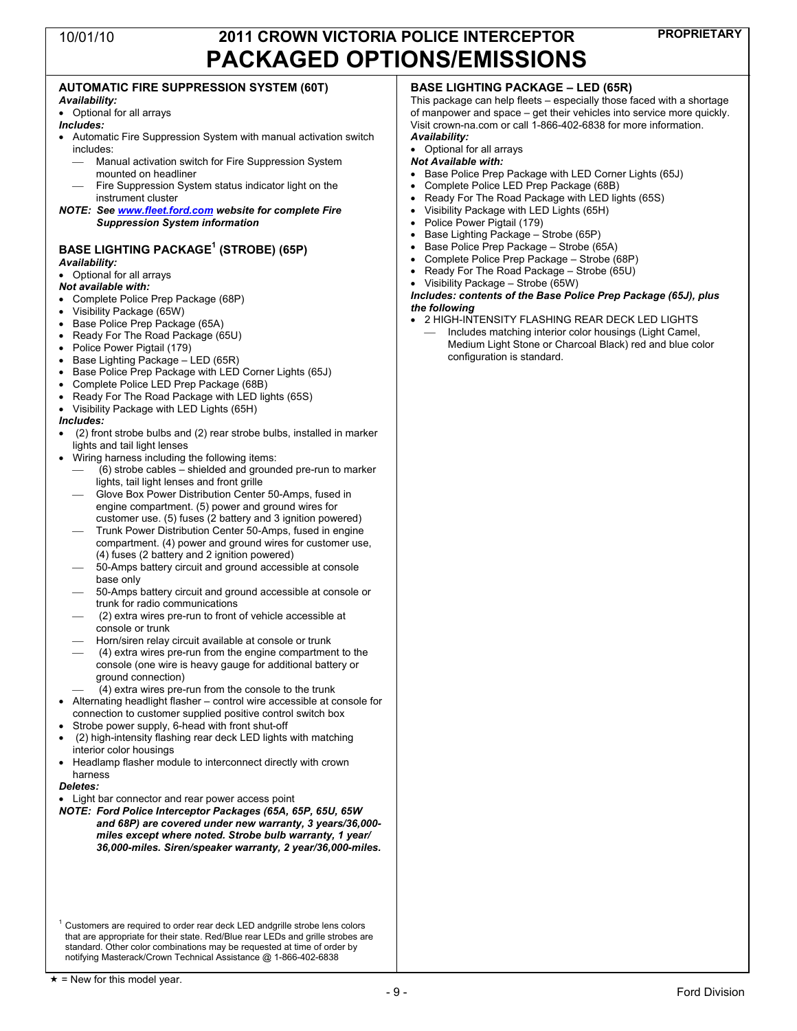# 2011 CROWN VICTORIA POLICE INTERCEPTOR
# PACKAGED OPTIONS/EMISSIONS

### AUTOMATIC FIRE SUPPRESSION SYSTEM (60T)

***Availability:***

- Optional for all arrays

***Includes:***

- Automatic Fire Suppression System with manual activation switch includes:
  - Manual activation switch for Fire Suppression System mounted on headliner
  - Fire Suppression System status indicator light on the instrument cluster

***NOTE: See www.fleet.ford.com website for complete Fire Suppression System information***

### BASE LIGHTING PACKAGE[1] (STROBE) (65P)

***Availability:***

- Optional for all arrays

***Not available with:***

- Complete Police Prep Package (68P)
- Visibility Package (65W)
- Base Police Prep Package (65A)
- Ready For The Road Package (65U)
- Police Power Pigtail (179)
- Base Lighting Package – LED (65R)
- Base Police Prep Package with LED Corner Lights (65J)
- Complete Police LED Prep Package (68B)
- Ready For The Road Package with LED lights (65S)
- Visibility Package with LED Lights (65H)

***Includes:***

- (2) front strobe bulbs and (2) rear strobe bulbs, installed in marker lights and tail light lenses
- Wiring harness including the following items:
  - (6) strobe cables – shielded and grounded pre-run to marker lights, tail light lenses and front grille
  - Glove Box Power Distribution Center 50-Amps, fused in engine compartment. (5) power and ground wires for customer use. (5) fuses (2 battery and 3 ignition powered)
  - Trunk Power Distribution Center 50-Amps, fused in engine compartment. (4) power and ground wires for customer use, (4) fuses (2 battery and 2 ignition powered)
  - 50-Amps battery circuit and ground accessible at console base only
  - 50-Amps battery circuit and ground accessible at console or trunk for radio communications
  - (2) extra wires pre-run to front of vehicle accessible at console or trunk
  - Horn/siren relay circuit available at console or trunk
  - (4) extra wires pre-run from the engine compartment to the console (one wire is heavy gauge for additional battery or ground connection)
  - (4) extra wires pre-run from the console to the trunk
- Alternating headlight flasher – control wire accessible at console for connection to customer supplied positive control switch box
- Strobe power supply, 6-head with front shut-off
- (2) high-intensity flashing rear deck LED lights with matching interior color housings
- Headlamp flasher module to interconnect directly with crown harness

***Deletes:***

- Light bar connector and rear power access point

***NOTE: Ford Police Interceptor Packages (65A, 65P, 65U, 65W and 68P) are covered under new warranty, 3 years/36,000-miles except where noted. Strobe bulb warranty, 1 year/36,000-miles. Siren/speaker warranty, 2 year/36,000-miles.***

[1] Customers are required to order rear deck LED andgrille strobe lens colors that are appropriate for their state. Red/Blue rear LEDs and grille strobes are standard. Other color combinations may be requested at time of order by notifying Masterack/Crown Technical Assistance @ 1-866-402-6838

### BASE LIGHTING PACKAGE – LED (65R)

This package can help fleets – especially those faced with a shortage of manpower and space – get their vehicles into service more quickly. Visit crown-na.com or call 1-866-402-6838 for more information.

***Availability:***

- Optional for all arrays

***Not Available with:***

- Base Police Prep Package with LED Corner Lights (65J)
- Complete Police LED Prep Package (68B)
- Ready For The Road Package with LED lights (65S)
- Visibility Package with LED Lights (65H)
- Police Power Pigtail (179)
- Base Lighting Package – Strobe (65P)
- Base Police Prep Package – Strobe (65A)
- Complete Police Prep Package – Strobe (68P)
- Ready For The Road Package – Strobe (65U)
- Visibility Package – Strobe (65W)

***Includes: contents of the Base Police Prep Package (65J), plus the following***

- 2 HIGH-INTENSITY FLASHING REAR DECK LED LIGHTS
  - Includes matching interior color housings (Light Camel, Medium Light Stone or Charcoal Black) red and blue color configuration is standard.

★ = New for this model year.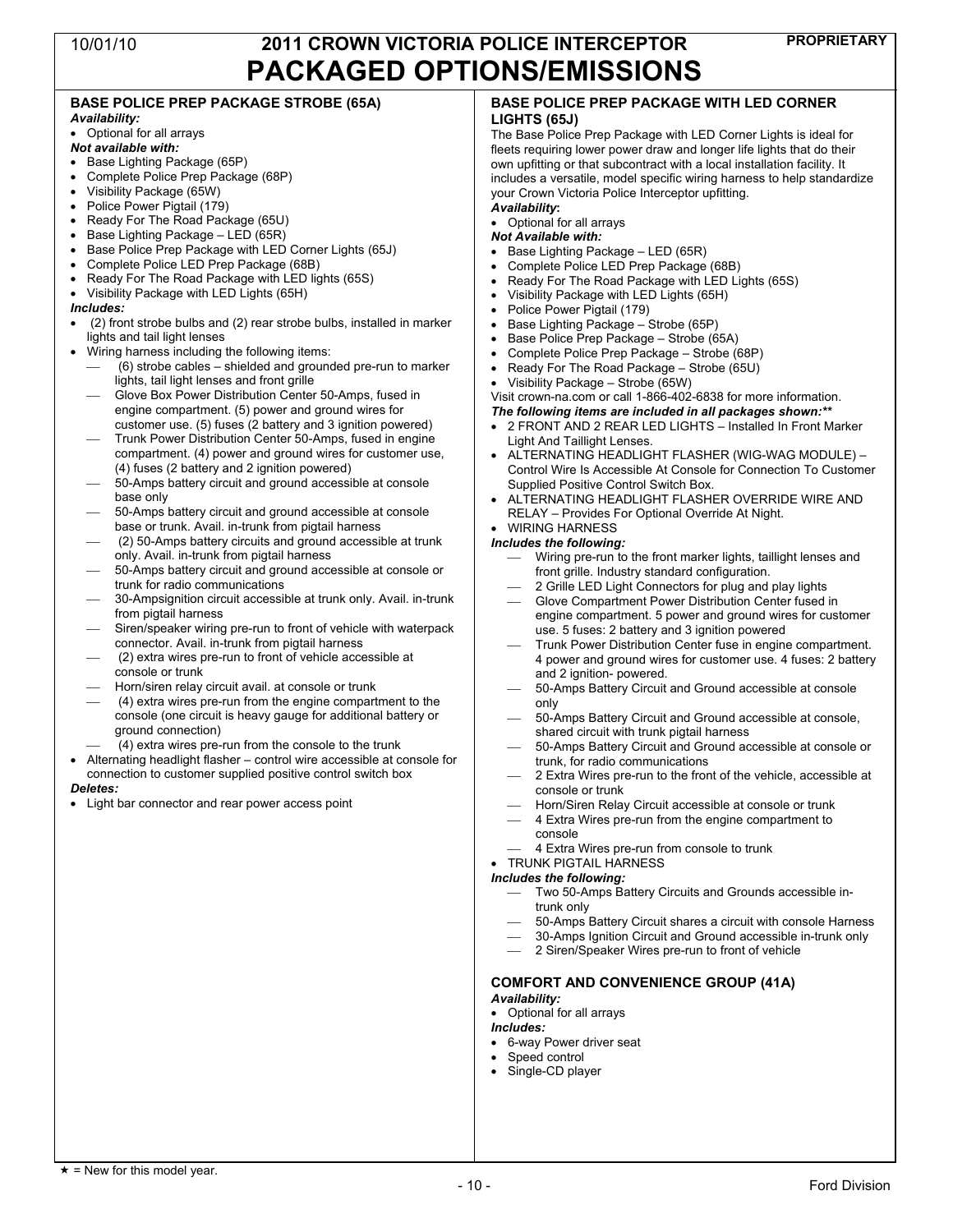# 2011 CROWN VICTORIA POLICE INTERCEPTOR PACKAGED OPTIONS/EMISSIONS

### BASE POLICE PREP PACKAGE STROBE (65A)

***Availability:***

- Optional for all arrays

***Not available with:***

- Base Lighting Package (65P)
- Complete Police Prep Package (68P)
- Visibility Package (65W)
- Police Power Pigtail (179)
- Ready For The Road Package (65U)
- Base Lighting Package – LED (65R)
- Base Police Prep Package with LED Corner Lights (65J)
- Complete Police LED Prep Package (68B)
- Ready For The Road Package with LED lights (65S)
- Visibility Package with LED Lights (65H)

***Includes:***

- (2) front strobe bulbs and (2) rear strobe bulbs, installed in marker lights and tail light lenses
- Wiring harness including the following items:
  - (6) strobe cables – shielded and grounded pre-run to marker lights, tail light lenses and front grille
  - Glove Box Power Distribution Center 50-Amps, fused in engine compartment. (5) power and ground wires for customer use. (5) fuses (2 battery and 3 ignition powered)
  - Trunk Power Distribution Center 50-Amps, fused in engine compartment. (4) power and ground wires for customer use, (4) fuses (2 battery and 2 ignition powered)
  - 50-Amps battery circuit and ground accessible at console base only
  - 50-Amps battery circuit and ground accessible at console base or trunk. Avail. in-trunk from pigtail harness
  - (2) 50-Amps battery circuits and ground accessible at trunk only. Avail. in-trunk from pigtail harness
  - 50-Amps battery circuit and ground accessible at console or trunk for radio communications
  - 30-Ampsignition circuit accessible at trunk only. Avail. in-trunk from pigtail harness
  - Siren/speaker wiring pre-run to front of vehicle with waterpack connector. Avail. in-trunk from pigtail harness
  - (2) extra wires pre-run to front of vehicle accessible at console or trunk
  - Horn/siren relay circuit avail. at console or trunk
  - (4) extra wires pre-run from the engine compartment to the console (one circuit is heavy gauge for additional battery or ground connection)
  - (4) extra wires pre-run from the console to the trunk
- Alternating headlight flasher – control wire accessible at console for connection to customer supplied positive control switch box

***Deletes:***

- Light bar connector and rear power access point

### BASE POLICE PREP PACKAGE WITH LED CORNER LIGHTS (65J)

The Base Police Prep Package with LED Corner Lights is ideal for fleets requiring lower power draw and longer life lights that do their own upfitting or that subcontract with a local installation facility. It includes a versatile, model specific wiring harness to help standardize your Crown Victoria Police Interceptor upfitting.

***Availability*:**

- Optional for all arrays

***Not Available with:***

- Base Lighting Package – LED (65R)
- Complete Police LED Prep Package (68B)
- Ready For The Road Package with LED Lights (65S)
- Visibility Package with LED Lights (65H)
- Police Power Pigtail (179)
- Base Lighting Package – Strobe (65P)
- Base Police Prep Package – Strobe (65A)
- Complete Police Prep Package – Strobe (68P)
- Ready For The Road Package – Strobe (65U)
- Visibility Package – Strobe (65W)

Visit crown-na.com or call 1-866-402-6838 for more information.

***The following items are included in all packages shown:\*\****

- 2 FRONT AND 2 REAR LED LIGHTS – Installed In Front Marker Light And Taillight Lenses.
- ALTERNATING HEADLIGHT FLASHER (WIG-WAG MODULE) – Control Wire Is Accessible At Console for Connection To Customer Supplied Positive Control Switch Box.
- ALTERNATING HEADLIGHT FLASHER OVERRIDE WIRE AND RELAY – Provides For Optional Override At Night.
- WIRING HARNESS

***Includes the following:***

- Wiring pre-run to the front marker lights, taillight lenses and front grille. Industry standard configuration.
- 2 Grille LED Light Connectors for plug and play lights
- Glove Compartment Power Distribution Center fused in engine compartment. 5 power and ground wires for customer use. 5 fuses: 2 battery and 3 ignition powered
- Trunk Power Distribution Center fuse in engine compartment. 4 power and ground wires for customer use. 4 fuses: 2 battery and 2 ignition- powered.
- 50-Amps Battery Circuit and Ground accessible at console only
- 50-Amps Battery Circuit and Ground accessible at console, shared circuit with trunk pigtail harness
- 50-Amps Battery Circuit and Ground accessible at console or trunk, for radio communications
- 2 Extra Wires pre-run to the front of the vehicle, accessible at console or trunk
- Horn/Siren Relay Circuit accessible at console or trunk
- 4 Extra Wires pre-run from the engine compartment to console
- 4 Extra Wires pre-run from console to trunk

- TRUNK PIGTAIL HARNESS

***Includes the following:***

- Two 50-Amps Battery Circuits and Grounds accessible in-trunk only
- 50-Amps Battery Circuit shares a circuit with console Harness
- 30-Amps Ignition Circuit and Ground accessible in-trunk only
- 2 Siren/Speaker Wires pre-run to front of vehicle

### COMFORT AND CONVENIENCE GROUP (41A)

***Availability:***

- Optional for all arrays

***Includes:***

- 6-way Power driver seat
- Speed control
- Single-CD player

★ = New for this model year.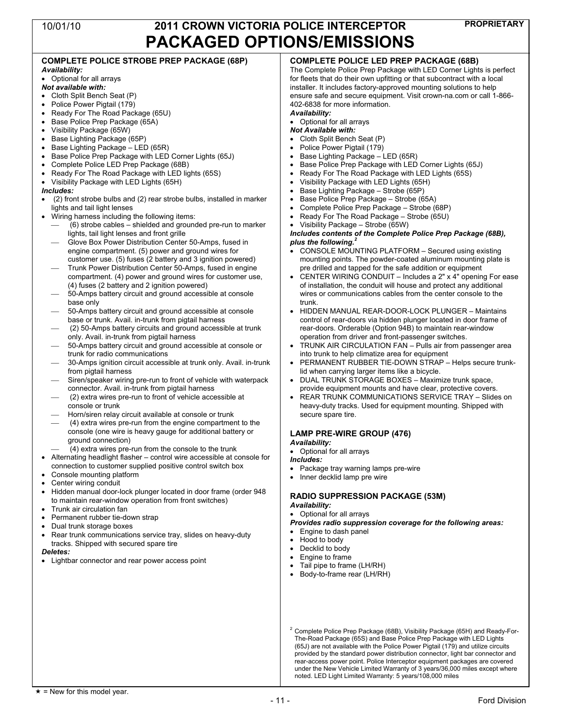# 2011 CROWN VICTORIA POLICE INTERCEPTOR
# PACKAGED OPTIONS/EMISSIONS

10/01/10 PROPRIETARY

## COMPLETE POLICE STROBE PREP PACKAGE (68P)

***Availability:***

- Optional for all arrays

***Not available with:***

- Cloth Split Bench Seat (P)
- Police Power Pigtail (179)
- Ready For The Road Package (65U)
- Base Police Prep Package (65A)
- Visibility Package (65W)
- Base Lighting Package (65P)
- Base Lighting Package – LED (65R)
- Base Police Prep Package with LED Corner Lights (65J)
- Complete Police LED Prep Package (68B)
- Ready For The Road Package with LED lights (65S)
- Visibility Package with LED Lights (65H)

***Includes:***

- (2) front strobe bulbs and (2) rear strobe bulbs, installed in marker lights and tail light lenses
- Wiring harness including the following items:
  - (6) strobe cables – shielded and grounded pre-run to marker lights, tail light lenses and front grille
  - Glove Box Power Distribution Center 50-Amps, fused in engine compartment. (5) power and ground wires for customer use. (5) fuses (2 battery and 3 ignition powered)
  - Trunk Power Distribution Center 50-Amps, fused in engine compartment. (4) power and ground wires for customer use, (4) fuses (2 battery and 2 ignition powered)
  - 50-Amps battery circuit and ground accessible at console base only
  - 50-Amps battery circuit and ground accessible at console base or trunk. Avail. in-trunk from pigtail harness
  - (2) 50-Amps battery circuits and ground accessible at trunk only. Avail. in-trunk from pigtail harness
  - 50-Amps battery circuit and ground accessible at console or trunk for radio communications
  - 30-Amps ignition circuit accessible at trunk only. Avail. in-trunk from pigtail harness
  - Siren/speaker wiring pre-run to front of vehicle with waterpack connector. Avail. in-trunk from pigtail harness
  - (2) extra wires pre-run to front of vehicle accessible at console or trunk
  - Horn/siren relay circuit available at console or trunk
  - (4) extra wires pre-run from the engine compartment to the console (one wire is heavy gauge for additional battery or ground connection)
  - (4) extra wires pre-run from the console to the trunk
- Alternating headlight flasher – control wire accessible at console for connection to customer supplied positive control switch box
- Console mounting platform
- Center wiring conduit
- Hidden manual door-lock plunger located in door frame (order 948 to maintain rear-window operation from front switches)
- Trunk air circulation fan
- Permanent rubber tie-down strap
- Dual trunk storage boxes
- Rear trunk communications service tray, slides on heavy-duty tracks. Shipped with secured spare tire

***Deletes:***

- Lightbar connector and rear power access point

## COMPLETE POLICE LED PREP PACKAGE (68B)

The Complete Police Prep Package with LED Corner Lights is perfect for fleets that do their own upfitting or that subcontract with a local installer. It includes factory-approved mounting solutions to help ensure safe and secure equipment. Visit crown-na.com or call 1-866-402-6838 for more information.

***Availability:***

- Optional for all arrays

***Not Available with:***

- Cloth Split Bench Seat (P)
- Police Power Pigtail (179)
- Base Lighting Package – LED (65R)
- Base Police Prep Package with LED Corner Lights (65J)
- Ready For The Road Package with LED Lights (65S)
- Visibility Package with LED Lights (65H)
- Base Lighting Package – Strobe (65P)
- Base Police Prep Package – Strobe (65A)
- Complete Police Prep Package – Strobe (68P)
- Ready For The Road Package – Strobe (65U)
- Visibility Package – Strobe (65W)

***Includes contents of the Complete Police Prep Package (68B), plus the following.[2]***

- CONSOLE MOUNTING PLATFORM – Secured using existing mounting points. The powder-coated aluminum mounting plate is pre drilled and tapped for the safe addition or equipment
- CENTER WIRING CONDUIT – Includes a 2" x 4" opening For ease of installation, the conduit will house and protect any additional wires or communications cables from the center console to the trunk.
- HIDDEN MANUAL REAR-DOOR-LOCK PLUNGER – Maintains control of rear-doors via hidden plunger located in door frame of rear-doors. Orderable (Option 94B) to maintain rear-window operation from driver and front-passenger switches.
- TRUNK AIR CIRCULATION FAN – Pulls air from passenger area into trunk to help climatize area for equipment
- PERMANENT RUBBER TIE-DOWN STRAP – Helps secure trunk-lid when carrying larger items like a bicycle.
- DUAL TRUNK STORAGE BOXES – Maximize trunk space, provide equipment mounts and have clear, protective covers.
- REAR TRUNK COMMUNICATIONS SERVICE TRAY – Slides on heavy-duty tracks. Used for equipment mounting. Shipped with secure spare tire.

## LAMP PRE-WIRE GROUP (476)

***Availability:***

- Optional for all arrays

***Includes:***

- Package tray warning lamps pre-wire
- Inner decklid lamp pre wire

## RADIO SUPPRESSION PACKAGE (53M)

***Availability:***

- Optional for all arrays

***Provides radio suppression coverage for the following areas:***

- Engine to dash panel
- Hood to body
- Decklid to body
- Engine to frame
- Tail pipe to frame (LH/RH)
- Body-to-frame rear (LH/RH)

[2] Complete Police Prep Package (68B), Visibility Package (65H) and Ready-For-The-Road Package (65S) and Base Police Prep Package with LED Lights (65J) are not available with the Police Power Pigtail (179) and utilize circuits provided by the standard power distribution connector, light bar connector and rear-access power point. Police Interceptor equipment packages are covered under the New Vehicle Limited Warranty of 3 years/36,000 miles except where noted. LED Light Limited Warranty: 5 years/108,000 miles

★ = New for this model year.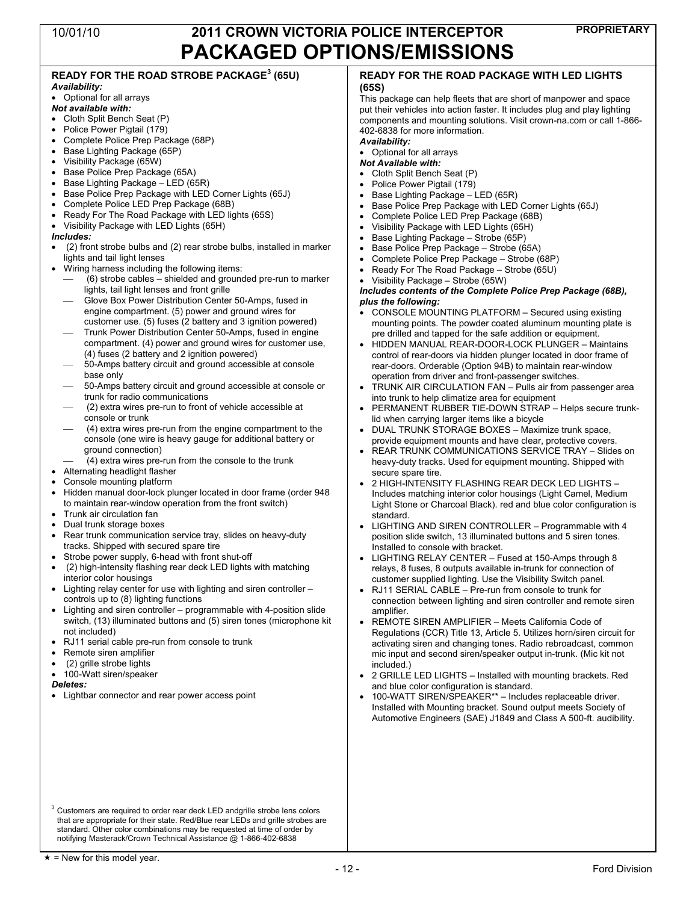# 2011 CROWN VICTORIA POLICE INTERCEPTOR PACKAGED OPTIONS/EMISSIONS

## READY FOR THE ROAD STROBE PACKAGE[3] (65U)

***Availability:***

- Optional for all arrays

***Not available with:***

- Cloth Split Bench Seat (P)
- Police Power Pigtail (179)
- Complete Police Prep Package (68P)
- Base Lighting Package (65P)
- Visibility Package (65W)
- Base Police Prep Package (65A)
- Base Lighting Package – LED (65R)
- Base Police Prep Package with LED Corner Lights (65J)
- Complete Police LED Prep Package (68B)
- Ready For The Road Package with LED lights (65S)
- Visibility Package with LED Lights (65H)

***Includes:***

- (2) front strobe bulbs and (2) rear strobe bulbs, installed in marker lights and tail light lenses
- Wiring harness including the following items:
  - (6) strobe cables – shielded and grounded pre-run to marker lights, tail light lenses and front grille
  - Glove Box Power Distribution Center 50-Amps, fused in engine compartment. (5) power and ground wires for customer use. (5) fuses (2 battery and 3 ignition powered)
  - Trunk Power Distribution Center 50-Amps, fused in engine compartment. (4) power and ground wires for customer use, (4) fuses (2 battery and 2 ignition powered)
  - 50-Amps battery circuit and ground accessible at console base only
  - 50-Amps battery circuit and ground accessible at console or trunk for radio communications
  - (2) extra wires pre-run to front of vehicle accessible at console or trunk
  - (4) extra wires pre-run from the engine compartment to the console (one wire is heavy gauge for additional battery or ground connection)
  - (4) extra wires pre-run from the console to the trunk
- Alternating headlight flasher
- Console mounting platform
- Hidden manual door-lock plunger located in door frame (order 948 to maintain rear-window operation from the front switch)
- Trunk air circulation fan
- Dual trunk storage boxes
- Rear trunk communication service tray, slides on heavy-duty tracks. Shipped with secured spare tire
- Strobe power supply, 6-head with front shut-off
- (2) high-intensity flashing rear deck LED lights with matching interior color housings
- Lighting relay center for use with lighting and siren controller – controls up to (8) lighting functions
- Lighting and siren controller – programmable with 4-position slide switch, (13) illuminated buttons and (5) siren tones (microphone kit not included)
- RJ11 serial cable pre-run from console to trunk
- Remote siren amplifier
- (2) grille strobe lights
- 100-Watt siren/speaker

***Deletes:***

- Lightbar connector and rear power access point

[3] Customers are required to order rear deck LED andgrille strobe lens colors that are appropriate for their state. Red/Blue rear LEDs and grille strobes are standard. Other color combinations may be requested at time of order by notifying Masterack/Crown Technical Assistance @ 1-866-402-6838

## READY FOR THE ROAD PACKAGE WITH LED LIGHTS (65S)

This package can help fleets that are short of manpower and space put their vehicles into action faster. It includes plug and play lighting components and mounting solutions. Visit crown-na.com or call 1-866-402-6838 for more information.

***Availability:***

- Optional for all arrays

***Not Available with:***

- Cloth Split Bench Seat (P)
- Police Power Pigtail (179)
- Base Lighting Package – LED (65R)
- Base Police Prep Package with LED Corner Lights (65J)
- Complete Police LED Prep Package (68B)
- Visibility Package with LED Lights (65H)
- Base Lighting Package – Strobe (65P)
- Base Police Prep Package – Strobe (65A)
- Complete Police Prep Package – Strobe (68P)
- Ready For The Road Package – Strobe (65U)
- Visibility Package – Strobe (65W)

***Includes contents of the Complete Police Prep Package (68B), plus the following:***

- CONSOLE MOUNTING PLATFORM – Secured using existing mounting points. The powder coated aluminum mounting plate is pre drilled and tapped for the safe addition or equipment.
- HIDDEN MANUAL REAR-DOOR-LOCK PLUNGER – Maintains control of rear-doors via hidden plunger located in door frame of rear-doors. Orderable (Option 94B) to maintain rear-window operation from driver and front-passenger switches.
- TRUNK AIR CIRCULATION FAN – Pulls air from passenger area into trunk to help climatize area for equipment
- PERMANENT RUBBER TIE-DOWN STRAP – Helps secure trunk-lid when carrying larger items like a bicycle
- DUAL TRUNK STORAGE BOXES – Maximize trunk space, provide equipment mounts and have clear, protective covers.
- REAR TRUNK COMMUNICATIONS SERVICE TRAY – Slides on heavy-duty tracks. Used for equipment mounting. Shipped with secure spare tire.
- 2 HIGH-INTENSITY FLASHING REAR DECK LED LIGHTS – Includes matching interior color housings (Light Camel, Medium Light Stone or Charcoal Black). red and blue color configuration is standard.
- LIGHTING AND SIREN CONTROLLER – Programmable with 4 position slide switch, 13 illuminated buttons and 5 siren tones. Installed to console with bracket.
- LIGHTING RELAY CENTER – Fused at 150-Amps through 8 relays, 8 fuses, 8 outputs available in-trunk for connection of customer supplied lighting. Use the Visibility Switch panel.
- RJ11 SERIAL CABLE – Pre-run from console to trunk for connection between lighting and siren controller and remote siren amplifier.
- REMOTE SIREN AMPLIFIER – Meets California Code of Regulations (CCR) Title 13, Article 5. Utilizes horn/siren circuit for activating siren and changing tones. Radio rebroadcast, common mic input and second siren/speaker output in-trunk. (Mic kit not included.)
- 2 GRILLE LED LIGHTS – Installed with mounting brackets. Red and blue color configuration is standard.
- 100-WATT SIREN/SPEAKER** – Includes replaceable driver. Installed with Mounting bracket. Sound output meets Society of Automotive Engineers (SAE) J1849 and Class A 500-ft. audibility.

★ = New for this model year.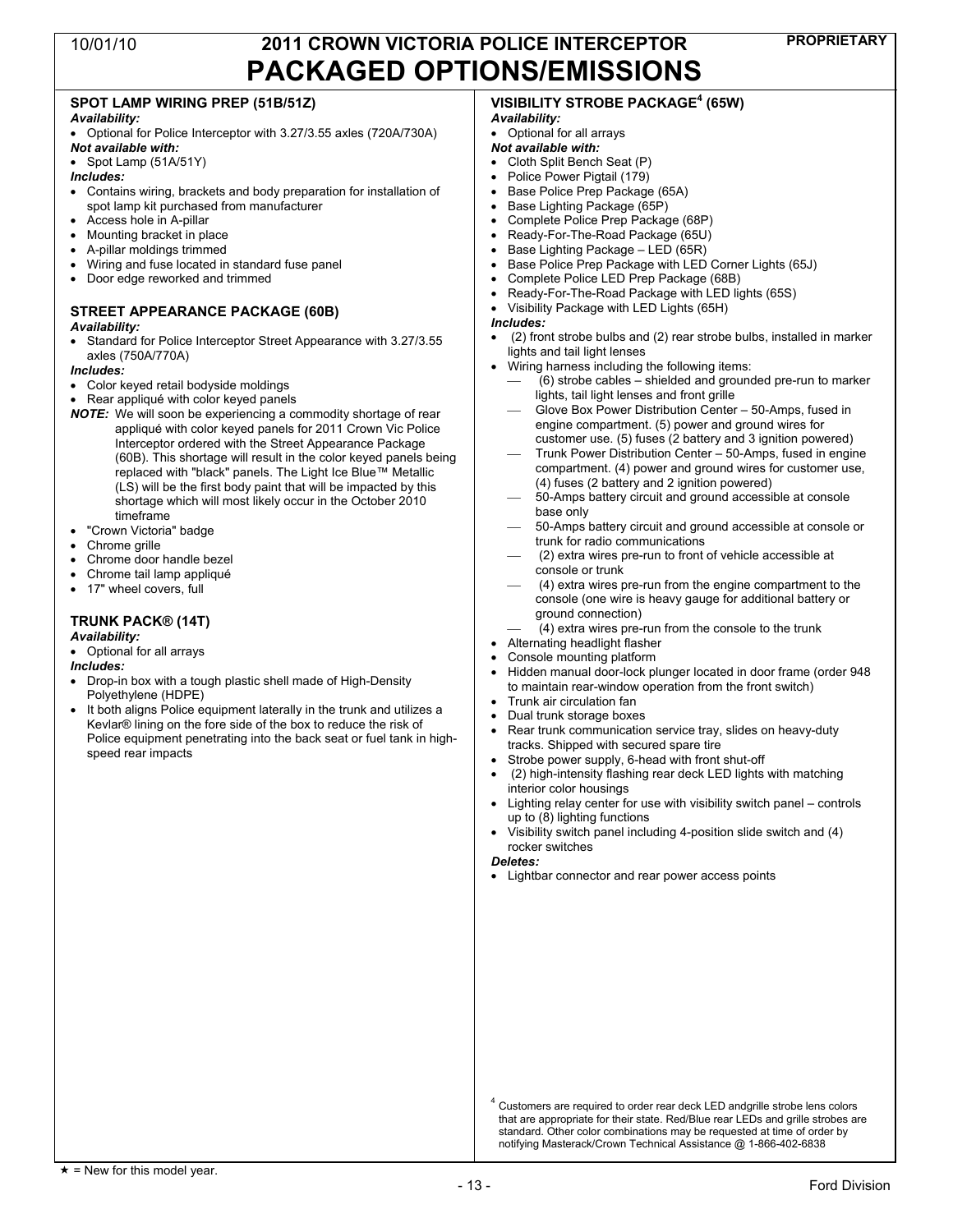# 2011 CROWN VICTORIA POLICE INTERCEPTOR PACKAGED OPTIONS/EMISSIONS

### SPOT LAMP WIRING PREP (51B/51Z)

***Availability:***

- Optional for Police Interceptor with 3.27/3.55 axles (720A/730A)

***Not available with:***

- Spot Lamp (51A/51Y)

***Includes:***

- Contains wiring, brackets and body preparation for installation of spot lamp kit purchased from manufacturer
- Access hole in A-pillar
- Mounting bracket in place
- A-pillar moldings trimmed
- Wiring and fuse located in standard fuse panel
- Door edge reworked and trimmed

### STREET APPEARANCE PACKAGE (60B)

***Availability:***

- Standard for Police Interceptor Street Appearance with 3.27/3.55 axles (750A/770A)

***Includes:***

- Color keyed retail bodyside moldings
- Rear appliqué with color keyed panels

***NOTE:*** We will soon be experiencing a commodity shortage of rear appliqué with color keyed panels for 2011 Crown Vic Police Interceptor ordered with the Street Appearance Package (60B). This shortage will result in the color keyed panels being replaced with "black" panels. The Light Ice Blue™ Metallic (LS) will be the first body paint that will be impacted by this shortage which will most likely occur in the October 2010 timeframe

- "Crown Victoria" badge
- Chrome grille
- Chrome door handle bezel
- Chrome tail lamp appliqué
- 17" wheel covers, full

### TRUNK PACK® (14T)

***Availability:***

- Optional for all arrays

***Includes:***

- Drop-in box with a tough plastic shell made of High-Density Polyethylene (HDPE)
- It both aligns Police equipment laterally in the trunk and utilizes a Kevlar® lining on the fore side of the box to reduce the risk of Police equipment penetrating into the back seat or fuel tank in high-speed rear impacts

### VISIBILITY STROBE PACKAGE[4] (65W)

***Availability:***

- Optional for all arrays

***Not available with:***

- Cloth Split Bench Seat (P)
- Police Power Pigtail (179)
- Base Police Prep Package (65A)
- Base Lighting Package (65P)
- Complete Police Prep Package (68P)
- Ready-For-The-Road Package (65U)
- Base Lighting Package – LED (65R)
- Base Police Prep Package with LED Corner Lights (65J)
- Complete Police LED Prep Package (68B)
- Ready-For-The-Road Package with LED lights (65S)
- Visibility Package with LED Lights (65H)

***Includes:***

- (2) front strobe bulbs and (2) rear strobe bulbs, installed in marker lights and tail light lenses
- Wiring harness including the following items:
  - (6) strobe cables – shielded and grounded pre-run to marker lights, tail light lenses and front grille
  - Glove Box Power Distribution Center – 50-Amps, fused in engine compartment. (5) power and ground wires for customer use. (5) fuses (2 battery and 3 ignition powered)
  - Trunk Power Distribution Center – 50-Amps, fused in engine compartment. (4) power and ground wires for customer use, (4) fuses (2 battery and 2 ignition powered)
  - 50-Amps battery circuit and ground accessible at console base only
  - 50-Amps battery circuit and ground accessible at console or trunk for radio communications
  - (2) extra wires pre-run to front of vehicle accessible at console or trunk
  - (4) extra wires pre-run from the engine compartment to the console (one wire is heavy gauge for additional battery or ground connection)
  - (4) extra wires pre-run from the console to the trunk
- Alternating headlight flasher
- Console mounting platform
- Hidden manual door-lock plunger located in door frame (order 948 to maintain rear-window operation from the front switch)
- Trunk air circulation fan
- Dual trunk storage boxes
- Rear trunk communication service tray, slides on heavy-duty tracks. Shipped with secured spare tire
- Strobe power supply, 6-head with front shut-off
- (2) high-intensity flashing rear deck LED lights with matching interior color housings
- Lighting relay center for use with visibility switch panel – controls up to (8) lighting functions
- Visibility switch panel including 4-position slide switch and (4) rocker switches

***Deletes:***

- Lightbar connector and rear power access points

[4] Customers are required to order rear deck LED andgrille strobe lens colors that are appropriate for their state. Red/Blue rear LEDs and grille strobes are standard. Other color combinations may be requested at time of order by notifying Masterack/Crown Technical Assistance @ 1-866-402-6838

★ = New for this model year.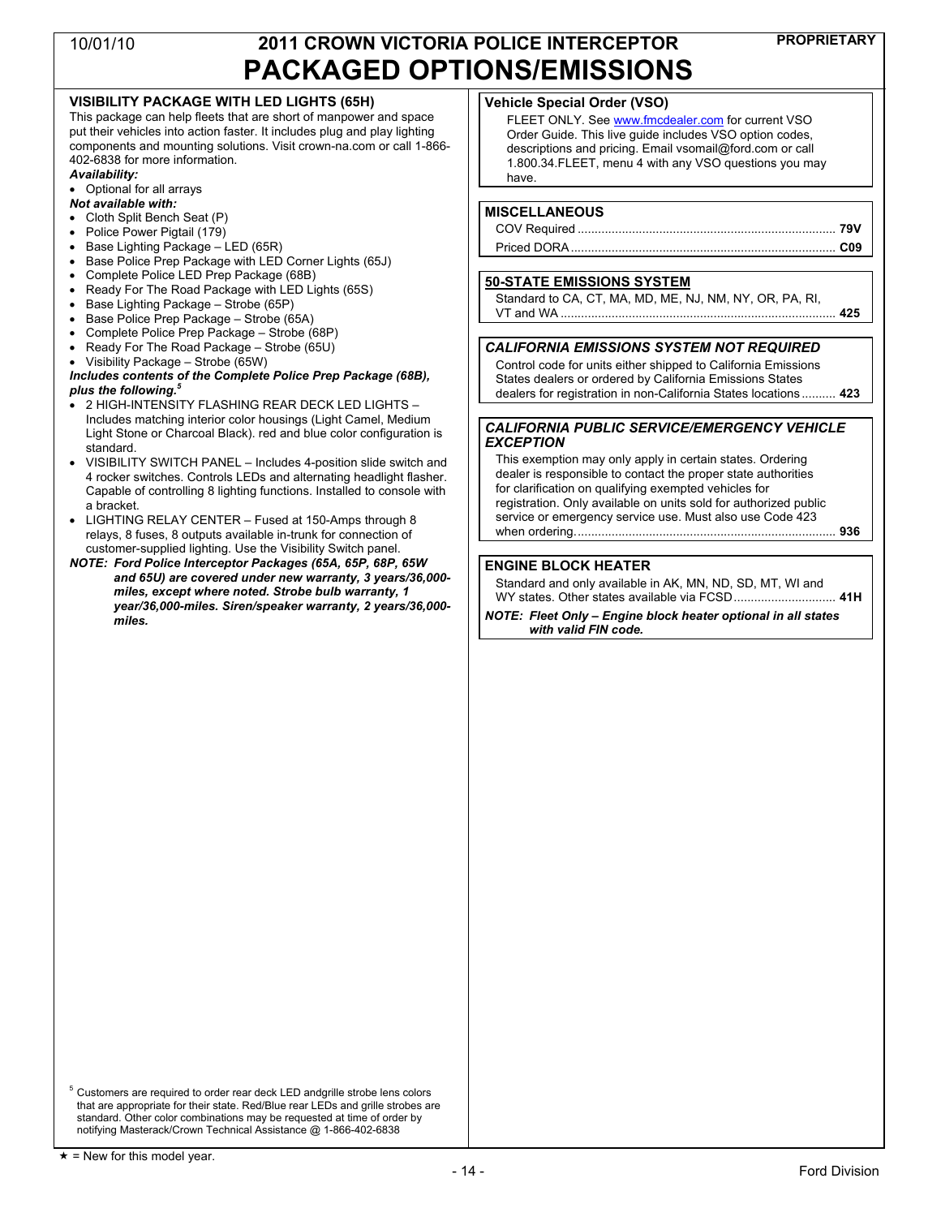# 2011 CROWN VICTORIA POLICE INTERCEPTOR
# PACKAGED OPTIONS/EMISSIONS

## VISIBILITY PACKAGE WITH LED LIGHTS (65H)

This package can help fleets that are short of manpower and space put their vehicles into action faster. It includes plug and play lighting components and mounting solutions. Visit crown-na.com or call 1-866-402-6838 for more information.

***Availability:***

- Optional for all arrays

***Not available with:***

- Cloth Split Bench Seat (P)
- Police Power Pigtail (179)
- Base Lighting Package – LED (65R)
- Base Police Prep Package with LED Corner Lights (65J)
- Complete Police LED Prep Package (68B)
- Ready For The Road Package with LED Lights (65S)
- Base Lighting Package – Strobe (65P)
- Base Police Prep Package – Strobe (65A)
- Complete Police Prep Package – Strobe (68P)
- Ready For The Road Package – Strobe (65U)
- Visibility Package – Strobe (65W)

***Includes contents of the Complete Police Prep Package (68B), plus the following.[5]***

- 2 HIGH-INTENSITY FLASHING REAR DECK LED LIGHTS – Includes matching interior color housings (Light Camel, Medium Light Stone or Charcoal Black). red and blue color configuration is standard.
- VISIBILITY SWITCH PANEL – Includes 4-position slide switch and 4 rocker switches. Controls LEDs and alternating headlight flasher. Capable of controlling 8 lighting functions. Installed to console with a bracket.
- LIGHTING RELAY CENTER – Fused at 150-Amps through 8 relays, 8 fuses, 8 outputs available in-trunk for connection of customer-supplied lighting. Use the Visibility Switch panel.

***NOTE: Ford Police Interceptor Packages (65A, 65P, 68P, 65W and 65U) are covered under new warranty, 3 years/36,000-miles, except where noted. Strobe bulb warranty, 1 year/36,000-miles. Siren/speaker warranty, 2 years/36,000-miles.***

[5] Customers are required to order rear deck LED andgrille strobe lens colors that are appropriate for their state. Red/Blue rear LEDs and grille strobes are standard. Other color combinations may be requested at time of order by notifying Masterack/Crown Technical Assistance @ 1-866-402-6838

## Vehicle Special Order (VSO)

FLEET ONLY. See www.fmcdealer.com for current VSO Order Guide. This live guide includes VSO option codes, descriptions and pricing. Email vsomail@ford.com or call 1.800.34.FLEET, menu 4 with any VSO questions you may have.

## MISCELLANEOUS

COV Required .......... **79V**

Priced DORA .......... **C09**

## 50-STATE EMISSIONS SYSTEM

Standard to CA, CT, MA, MD, ME, NJ, NM, NY, OR, PA, RI, VT and WA .......... **425**

## *CALIFORNIA EMISSIONS SYSTEM NOT REQUIRED*

Control code for units either shipped to California Emissions States dealers or ordered by California Emissions States dealers for registration in non-California States locations .......... **423**

## *CALIFORNIA PUBLIC SERVICE/EMERGENCY VEHICLE EXCEPTION*

This exemption may only apply in certain states. Ordering dealer is responsible to contact the proper state authorities for clarification on qualifying exempted vehicles for registration. Only available on units sold for authorized public service or emergency service use. Must also use Code 423 when ordering. .......... **936**

## ENGINE BLOCK HEATER

Standard and only available in AK, MN, ND, SD, MT, WI and WY states. Other states available via FCSD .......... **41H**

***NOTE: Fleet Only – Engine block heater optional in all states with valid FIN code.***

★ = New for this model year.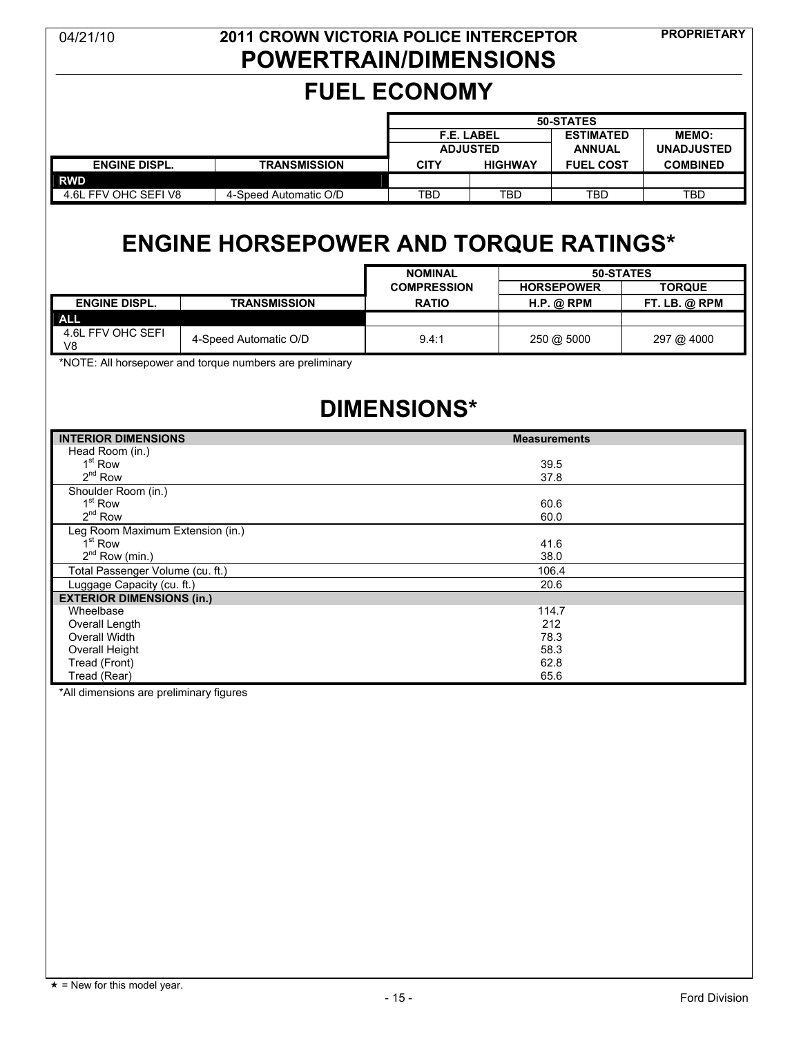# POWERTRAIN/DIMENSIONS

## FUEL ECONOMY

| | | 50-STATES | | | |
|---|---|---|---|---|---|
| | | F.E. LABEL ADJUSTED | | ESTIMATED ANNUAL | MEMO: UNADJUSTED |
| ENGINE DISPL. | TRANSMISSION | CITY | HIGHWAY | FUEL COST | COMBINED |
| **RWD** | | | | | |
| 4.6L FFV OHC SEFI V8 | 4-Speed Automatic O/D | TBD | TBD | TBD | TBD |

## ENGINE HORSEPOWER AND TORQUE RATINGS*

| | | NOMINAL COMPRESSION | 50-STATES | |
|---|---|---|---|---|
| | | | HORSEPOWER | TORQUE |
| ENGINE DISPL. | TRANSMISSION | RATIO | H.P. @ RPM | FT. LB. @ RPM |
| **ALL** | | | | |
| 4.6L FFV OHC SEFI V8 | 4-Speed Automatic O/D | 9.4:1 | 250 @ 5000 | 297 @ 4000 |

*NOTE: All horsepower and torque numbers are preliminary

## DIMENSIONS*

| INTERIOR DIMENSIONS | Measurements |
|---|---|
| Head Room (in.) | |
| 1st Row | 39.5 |
| 2nd Row | 37.8 |
| Shoulder Room (in.) | |
| 1st Row | 60.6 |
| 2nd Row | 60.0 |
| Leg Room Maximum Extension (in.) | |
| 1st Row | 41.6 |
| 2nd Row (min.) | 38.0 |
| Total Passenger Volume (cu. ft.) | 106.4 |
| Luggage Capacity (cu. ft.) | 20.6 |
| **EXTERIOR DIMENSIONS (in.)** | |
| Wheelbase | 114.7 |
| Overall Length | 212 |
| Overall Width | 78.3 |
| Overall Height | 58.3 |
| Tread (Front) | 62.8 |
| Tread (Rear) | 65.6 |

*All dimensions are preliminary figures

★ = New for this model year.